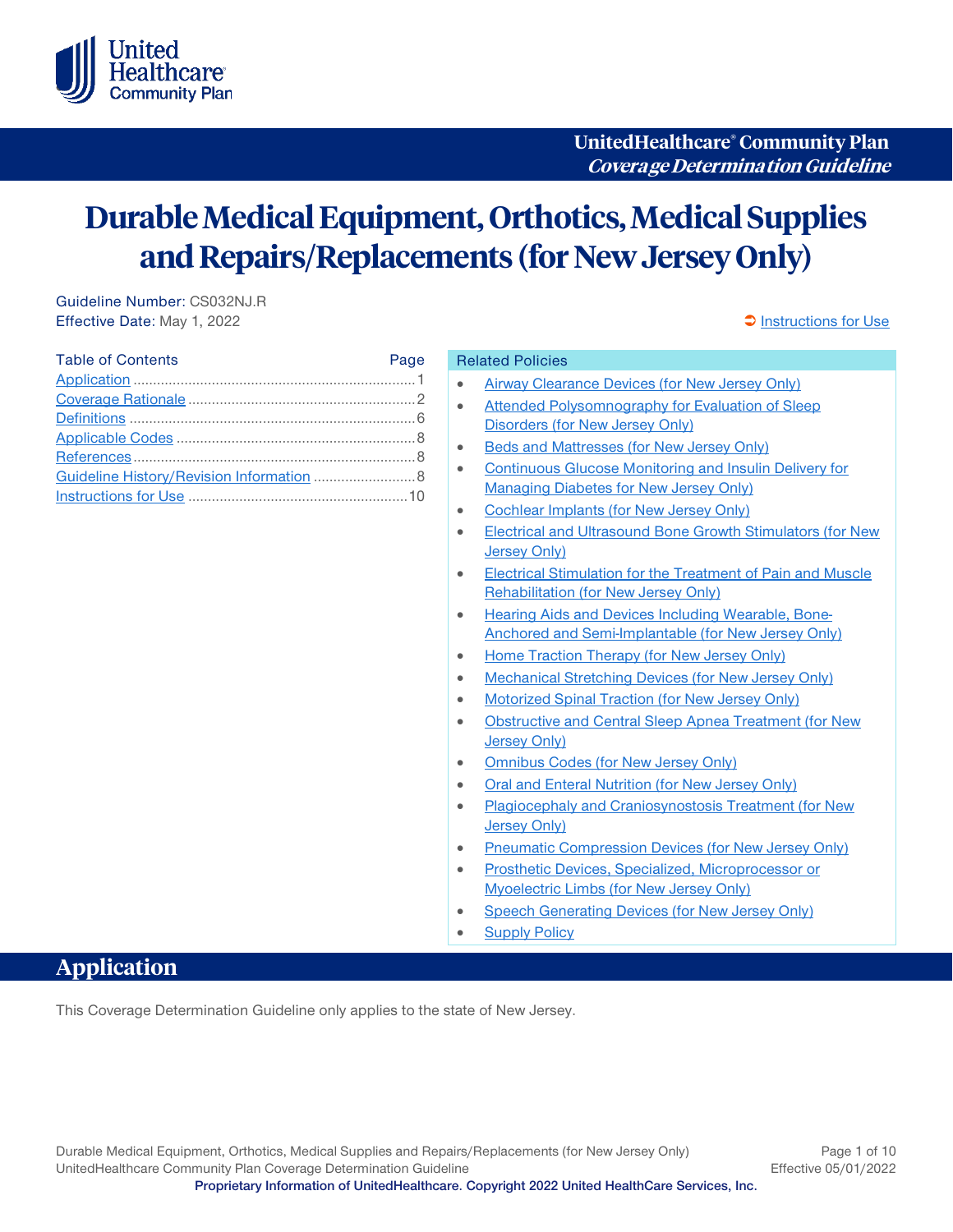UnitedHealthcare® Community Plan
*Coverage Determination Guideline*

# Durable Medical Equipment, Orthotics, Medical Supplies and Repairs/Replacements (for New Jersey Only)

Guideline Number: CS032NJ.R
Effective Date: May 1, 2022

Instructions for Use

| Table of Contents | Page |
|---|---|
| Application | 1 |
| Coverage Rationale | 2 |
| Definitions | 6 |
| Applicable Codes | 8 |
| References | 8 |
| Guideline History/Revision Information | 8 |
| Instructions for Use | 10 |

**Related Policies**

- Airway Clearance Devices (for New Jersey Only)
- Attended Polysomnography for Evaluation of Sleep Disorders (for New Jersey Only)
- Beds and Mattresses (for New Jersey Only)
- Continuous Glucose Monitoring and Insulin Delivery for Managing Diabetes for New Jersey Only)
- Cochlear Implants (for New Jersey Only)
- Electrical and Ultrasound Bone Growth Stimulators (for New Jersey Only)
- Electrical Stimulation for the Treatment of Pain and Muscle Rehabilitation (for New Jersey Only)
- Hearing Aids and Devices Including Wearable, Bone-Anchored and Semi-Implantable (for New Jersey Only)
- Home Traction Therapy (for New Jersey Only)
- Mechanical Stretching Devices (for New Jersey Only)
- Motorized Spinal Traction (for New Jersey Only)
- Obstructive and Central Sleep Apnea Treatment (for New Jersey Only)
- Omnibus Codes (for New Jersey Only)
- Oral and Enteral Nutrition (for New Jersey Only)
- Plagiocephaly and Craniosynostosis Treatment (for New Jersey Only)
- Pneumatic Compression Devices (for New Jersey Only)
- Prosthetic Devices, Specialized, Microprocessor or Myoelectric Limbs (for New Jersey Only)
- Speech Generating Devices (for New Jersey Only)
- Supply Policy

## Application

This Coverage Determination Guideline only applies to the state of New Jersey.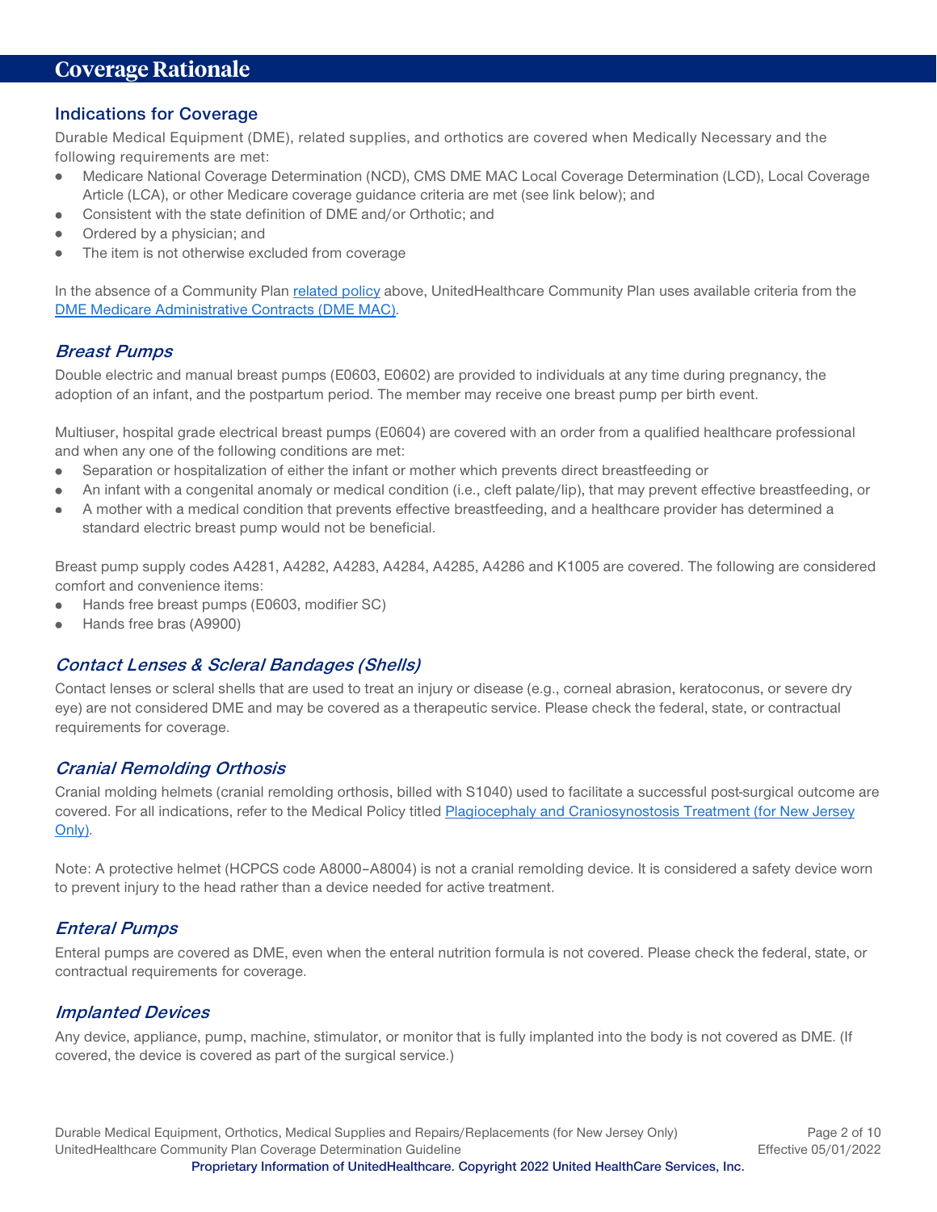# Coverage Rationale

## Indications for Coverage

Durable Medical Equipment (DME), related supplies, and orthotics are covered when Medically Necessary and the following requirements are met:

- Medicare National Coverage Determination (NCD), CMS DME MAC Local Coverage Determination (LCD), Local Coverage Article (LCA), or other Medicare coverage guidance criteria are met (see link below); and
- Consistent with the state definition of DME and/or Orthotic; and
- Ordered by a physician; and
- The item is not otherwise excluded from coverage

In the absence of a Community Plan related policy above, UnitedHealthcare Community Plan uses available criteria from the DME Medicare Administrative Contracts (DME MAC).

### *Breast Pumps*

Double electric and manual breast pumps (E0603, E0602) are provided to individuals at any time during pregnancy, the adoption of an infant, and the postpartum period. The member may receive one breast pump per birth event.

Multiuser, hospital grade electrical breast pumps (E0604) are covered with an order from a qualified healthcare professional and when any one of the following conditions are met:

- Separation or hospitalization of either the infant or mother which prevents direct breastfeeding or
- An infant with a congenital anomaly or medical condition (i.e., cleft palate/lip), that may prevent effective breastfeeding, or
- A mother with a medical condition that prevents effective breastfeeding, and a healthcare provider has determined a standard electric breast pump would not be beneficial.

Breast pump supply codes A4281, A4282, A4283, A4284, A4285, A4286 and K1005 are covered. The following are considered comfort and convenience items:

- Hands free breast pumps (E0603, modifier SC)
- Hands free bras (A9900)

### *Contact Lenses & Scleral Bandages (Shells)*

Contact lenses or scleral shells that are used to treat an injury or disease (e.g., corneal abrasion, keratoconus, or severe dry eye) are not considered DME and may be covered as a therapeutic service. Please check the federal, state, or contractual requirements for coverage.

### *Cranial Remolding Orthosis*

Cranial molding helmets (cranial remolding orthosis, billed with S1040) used to facilitate a successful post-surgical outcome are covered. For all indications, refer to the Medical Policy titled Plagiocephaly and Craniosynostosis Treatment (for New Jersey Only).

Note: A protective helmet (HCPCS code A8000-A8004) is not a cranial remolding device. It is considered a safety device worn to prevent injury to the head rather than a device needed for active treatment.

### *Enteral Pumps*

Enteral pumps are covered as DME, even when the enteral nutrition formula is not covered. Please check the federal, state, or contractual requirements for coverage.

### *Implanted Devices*

Any device, appliance, pump, machine, stimulator, or monitor that is fully implanted into the body is not covered as DME. (If covered, the device is covered as part of the surgical service.)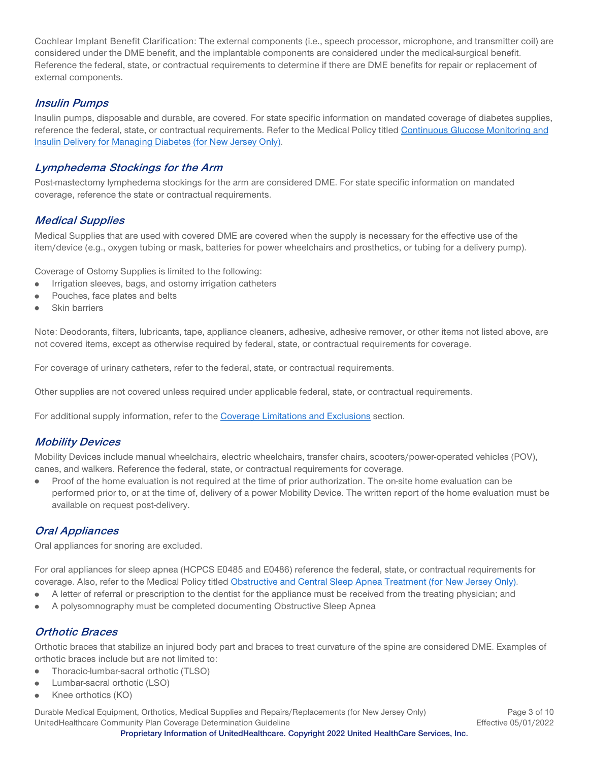Cochlear Implant Benefit Clarification: The external components (i.e., speech processor, microphone, and transmitter coil) are considered under the DME benefit, and the implantable components are considered under the medical-surgical benefit. Reference the federal, state, or contractual requirements to determine if there are DME benefits for repair or replacement of external components.

### *Insulin Pumps*

Insulin pumps, disposable and durable, are covered. For state specific information on mandated coverage of diabetes supplies, reference the federal, state, or contractual requirements. Refer to the Medical Policy titled [Continuous Glucose Monitoring and Insulin Delivery for Managing Diabetes (for New Jersey Only)](#).

### *Lymphedema Stockings for the Arm*

Post-mastectomy lymphedema stockings for the arm are considered DME. For state specific information on mandated coverage, reference the state or contractual requirements.

### *Medical Supplies*

Medical Supplies that are used with covered DME are covered when the supply is necessary for the effective use of the item/device (e.g., oxygen tubing or mask, batteries for power wheelchairs and prosthetics, or tubing for a delivery pump).

Coverage of Ostomy Supplies is limited to the following:

- Irrigation sleeves, bags, and ostomy irrigation catheters
- Pouches, face plates and belts
- Skin barriers

Note: Deodorants, filters, lubricants, tape, appliance cleaners, adhesive, adhesive remover, or other items not listed above, are not covered items, except as otherwise required by federal, state, or contractual requirements for coverage.

For coverage of urinary catheters, refer to the federal, state, or contractual requirements.

Other supplies are not covered unless required under applicable federal, state, or contractual requirements.

For additional supply information, refer to the [Coverage Limitations and Exclusions](#) section.

### *Mobility Devices*

Mobility Devices include manual wheelchairs, electric wheelchairs, transfer chairs, scooters/power-operated vehicles (POV), canes, and walkers. Reference the federal, state, or contractual requirements for coverage.

- Proof of the home evaluation is not required at the time of prior authorization. The on-site home evaluation can be performed prior to, or at the time of, delivery of a power Mobility Device. The written report of the home evaluation must be available on request post-delivery.

### *Oral Appliances*

Oral appliances for snoring are excluded.

For oral appliances for sleep apnea (HCPCS E0485 and E0486) reference the federal, state, or contractual requirements for coverage. Also, refer to the Medical Policy titled [Obstructive and Central Sleep Apnea Treatment (for New Jersey Only)](#).

- A letter of referral or prescription to the dentist for the appliance must be received from the treating physician; and
- A polysomnography must be completed documenting Obstructive Sleep Apnea

### *Orthotic Braces*

Orthotic braces that stabilize an injured body part and braces to treat curvature of the spine are considered DME. Examples of orthotic braces include but are not limited to:

- Thoracic-lumbar-sacral orthotic (TLSO)
- Lumbar-sacral orthotic (LSO)
- Knee orthotics (KO)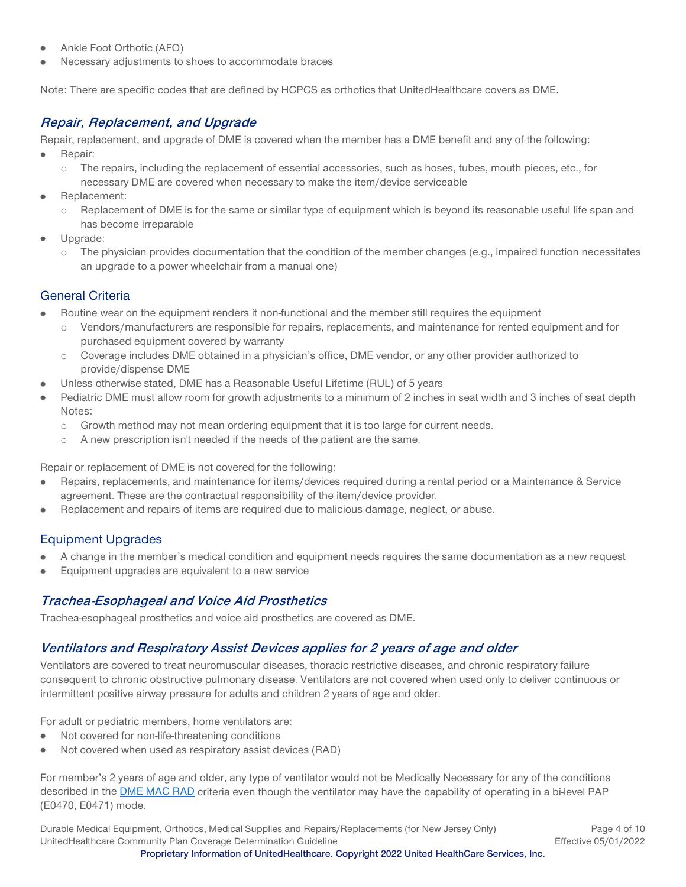- Ankle Foot Orthotic (AFO)
- Necessary adjustments to shoes to accommodate braces

Note: There are specific codes that are defined by HCPCS as orthotics that UnitedHealthcare covers as DME.

## *Repair, Replacement, and Upgrade*

Repair, replacement, and upgrade of DME is covered when the member has a DME benefit and any of the following:

- Repair:
  - The repairs, including the replacement of essential accessories, such as hoses, tubes, mouth pieces, etc., for necessary DME are covered when necessary to make the item/device serviceable
- Replacement:
  - Replacement of DME is for the same or similar type of equipment which is beyond its reasonable useful life span and has become irreparable
- Upgrade:
  - The physician provides documentation that the condition of the member changes (e.g., impaired function necessitates an upgrade to a power wheelchair from a manual one)

### General Criteria

- Routine wear on the equipment renders it non-functional and the member still requires the equipment
  - Vendors/manufacturers are responsible for repairs, replacements, and maintenance for rented equipment and for purchased equipment covered by warranty
  - Coverage includes DME obtained in a physician's office, DME vendor, or any other provider authorized to provide/dispense DME
- Unless otherwise stated, DME has a Reasonable Useful Lifetime (RUL) of 5 years
- Pediatric DME must allow room for growth adjustments to a minimum of 2 inches in seat width and 3 inches of seat depth
  Notes:
  - Growth method may not mean ordering equipment that it is too large for current needs.
  - A new prescription isn't needed if the needs of the patient are the same.

Repair or replacement of DME is not covered for the following:

- Repairs, replacements, and maintenance for items/devices required during a rental period or a Maintenance & Service agreement. These are the contractual responsibility of the item/device provider.
- Replacement and repairs of items are required due to malicious damage, neglect, or abuse.

### Equipment Upgrades

- A change in the member's medical condition and equipment needs requires the same documentation as a new request
- Equipment upgrades are equivalent to a new service

## *Trachea-Esophageal and Voice Aid Prosthetics*

Trachea-esophageal prosthetics and voice aid prosthetics are covered as DME.

## *Ventilators and Respiratory Assist Devices applies for 2 years of age and older*

Ventilators are covered to treat neuromuscular diseases, thoracic restrictive diseases, and chronic respiratory failure consequent to chronic obstructive pulmonary disease. Ventilators are not covered when used only to deliver continuous or intermittent positive airway pressure for adults and children 2 years of age and older.

For adult or pediatric members, home ventilators are:

- Not covered for non-life-threatening conditions
- Not covered when used as respiratory assist devices (RAD)

For member's 2 years of age and older, any type of ventilator would not be Medically Necessary for any of the conditions described in the DME MAC RAD criteria even though the ventilator may have the capability of operating in a bi-level PAP (E0470, E0471) mode.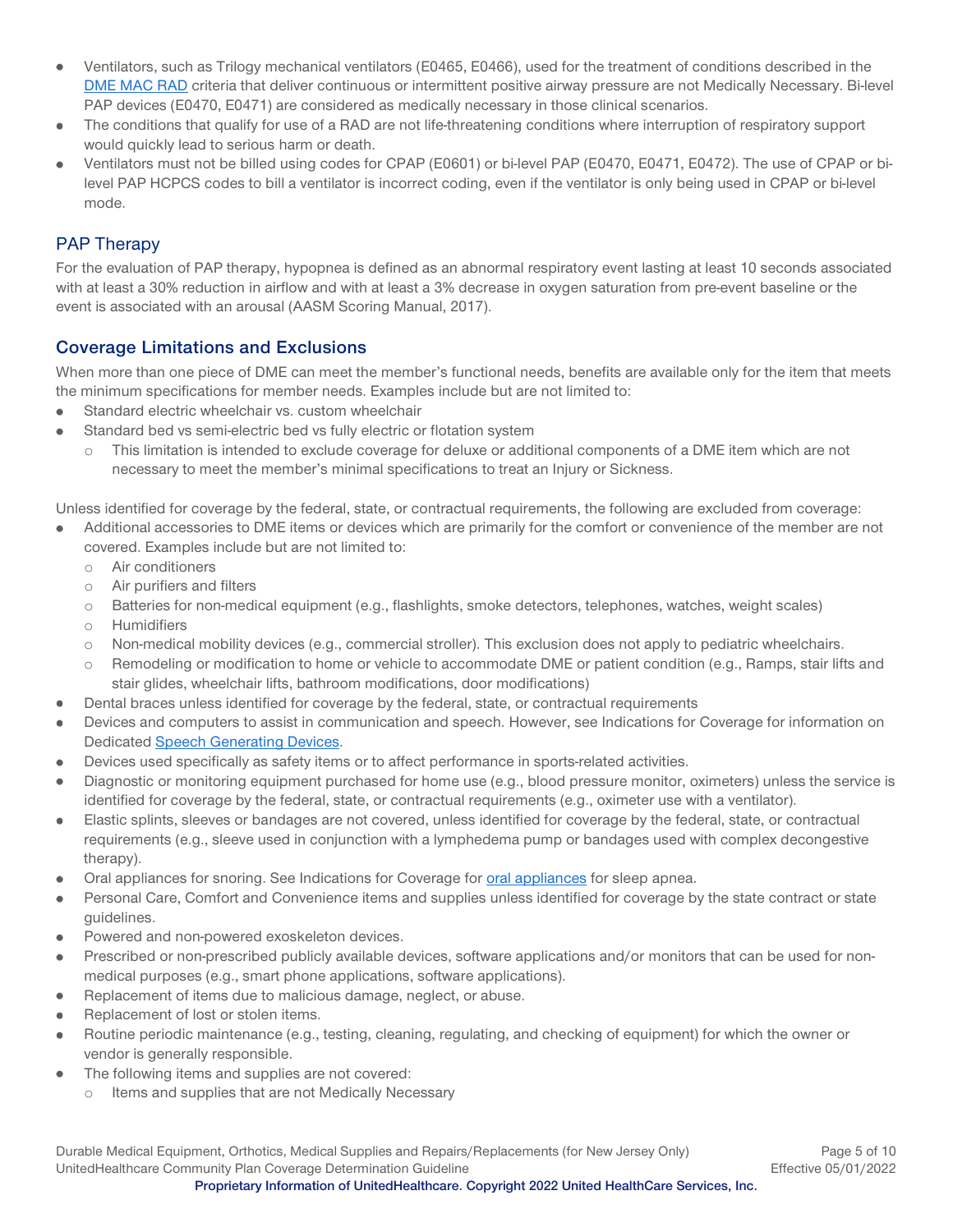- Ventilators, such as Trilogy mechanical ventilators (E0465, E0466), used for the treatment of conditions described in the DME MAC RAD criteria that deliver continuous or intermittent positive airway pressure are not Medically Necessary. Bi-level PAP devices (E0470, E0471) are considered as medically necessary in those clinical scenarios.
- The conditions that qualify for use of a RAD are not life-threatening conditions where interruption of respiratory support would quickly lead to serious harm or death.
- Ventilators must not be billed using codes for CPAP (E0601) or bi-level PAP (E0470, E0471, E0472). The use of CPAP or bi-level PAP HCPCS codes to bill a ventilator is incorrect coding, even if the ventilator is only being used in CPAP or bi-level mode.

## PAP Therapy

For the evaluation of PAP therapy, hypopnea is defined as an abnormal respiratory event lasting at least 10 seconds associated with at least a 30% reduction in airflow and with at least a 3% decrease in oxygen saturation from pre-event baseline or the event is associated with an arousal (AASM Scoring Manual, 2017).

## Coverage Limitations and Exclusions

When more than one piece of DME can meet the member's functional needs, benefits are available only for the item that meets the minimum specifications for member needs. Examples include but are not limited to:

- Standard electric wheelchair vs. custom wheelchair
- Standard bed vs semi-electric bed vs fully electric or flotation system
  - This limitation is intended to exclude coverage for deluxe or additional components of a DME item which are not necessary to meet the member's minimal specifications to treat an Injury or Sickness.

Unless identified for coverage by the federal, state, or contractual requirements, the following are excluded from coverage:

- Additional accessories to DME items or devices which are primarily for the comfort or convenience of the member are not covered. Examples include but are not limited to:
  - Air conditioners
  - Air purifiers and filters
  - Batteries for non-medical equipment (e.g., flashlights, smoke detectors, telephones, watches, weight scales)
  - Humidifiers
  - Non-medical mobility devices (e.g., commercial stroller). This exclusion does not apply to pediatric wheelchairs.
  - Remodeling or modification to home or vehicle to accommodate DME or patient condition (e.g., Ramps, stair lifts and stair glides, wheelchair lifts, bathroom modifications, door modifications)
- Dental braces unless identified for coverage by the federal, state, or contractual requirements
- Devices and computers to assist in communication and speech. However, see Indications for Coverage for information on Dedicated Speech Generating Devices.
- Devices used specifically as safety items or to affect performance in sports-related activities.
- Diagnostic or monitoring equipment purchased for home use (e.g., blood pressure monitor, oximeters) unless the service is identified for coverage by the federal, state, or contractual requirements (e.g., oximeter use with a ventilator).
- Elastic splints, sleeves or bandages are not covered, unless identified for coverage by the federal, state, or contractual requirements (e.g., sleeve used in conjunction with a lymphedema pump or bandages used with complex decongestive therapy).
- Oral appliances for snoring. See Indications for Coverage for oral appliances for sleep apnea.
- Personal Care, Comfort and Convenience items and supplies unless identified for coverage by the state contract or state guidelines.
- Powered and non-powered exoskeleton devices.
- Prescribed or non-prescribed publicly available devices, software applications and/or monitors that can be used for non-medical purposes (e.g., smart phone applications, software applications).
- Replacement of items due to malicious damage, neglect, or abuse.
- Replacement of lost or stolen items.
- Routine periodic maintenance (e.g., testing, cleaning, regulating, and checking of equipment) for which the owner or vendor is generally responsible.
- The following items and supplies are not covered:
  - Items and supplies that are not Medically Necessary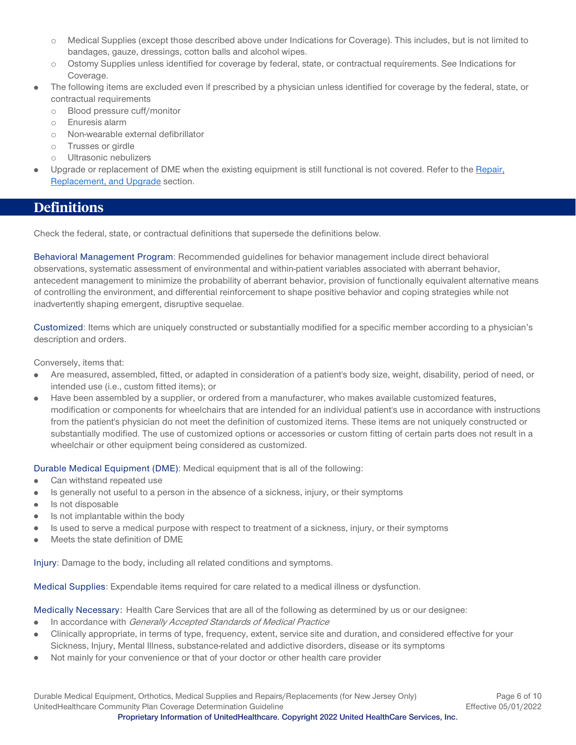- Medical Supplies (except those described above under Indications for Coverage). This includes, but is not limited to bandages, gauze, dressings, cotton balls and alcohol wipes.
  - Ostomy Supplies unless identified for coverage by federal, state, or contractual requirements. See Indications for Coverage.
- The following items are excluded even if prescribed by a physician unless identified for coverage by the federal, state, or contractual requirements
  - Blood pressure cuff/monitor
  - Enuresis alarm
  - Non-wearable external defibrillator
  - Trusses or girdle
  - Ultrasonic nebulizers
- Upgrade or replacement of DME when the existing equipment is still functional is not covered. Refer to the [Repair, Replacement, and Upgrade](#) section.

## Definitions

Check the federal, state, or contractual definitions that supersede the definitions below.

Behavioral Management Program: Recommended guidelines for behavior management include direct behavioral observations, systematic assessment of environmental and within-patient variables associated with aberrant behavior, antecedent management to minimize the probability of aberrant behavior, provision of functionally equivalent alternative means of controlling the environment, and differential reinforcement to shape positive behavior and coping strategies while not inadvertently shaping emergent, disruptive sequelae.

Customized: Items which are uniquely constructed or substantially modified for a specific member according to a physician's description and orders.

Conversely, items that:

- Are measured, assembled, fitted, or adapted in consideration of a patient's body size, weight, disability, period of need, or intended use (i.e., custom fitted items); or
- Have been assembled by a supplier, or ordered from a manufacturer, who makes available customized features, modification or components for wheelchairs that are intended for an individual patient's use in accordance with instructions from the patient's physician do not meet the definition of customized items. These items are not uniquely constructed or substantially modified. The use of customized options or accessories or custom fitting of certain parts does not result in a wheelchair or other equipment being considered as customized.

Durable Medical Equipment (DME): Medical equipment that is all of the following:

- Can withstand repeated use
- Is generally not useful to a person in the absence of a sickness, injury, or their symptoms
- Is not disposable
- Is not implantable within the body
- Is used to serve a medical purpose with respect to treatment of a sickness, injury, or their symptoms
- Meets the state definition of DME

Injury: Damage to the body, including all related conditions and symptoms.

Medical Supplies: Expendable items required for care related to a medical illness or dysfunction.

Medically Necessary: Health Care Services that are all of the following as determined by us or our designee:

- In accordance with *Generally Accepted Standards of Medical Practice*
- Clinically appropriate, in terms of type, frequency, extent, service site and duration, and considered effective for your Sickness, Injury, Mental Illness, substance-related and addictive disorders, disease or its symptoms
- Not mainly for your convenience or that of your doctor or other health care provider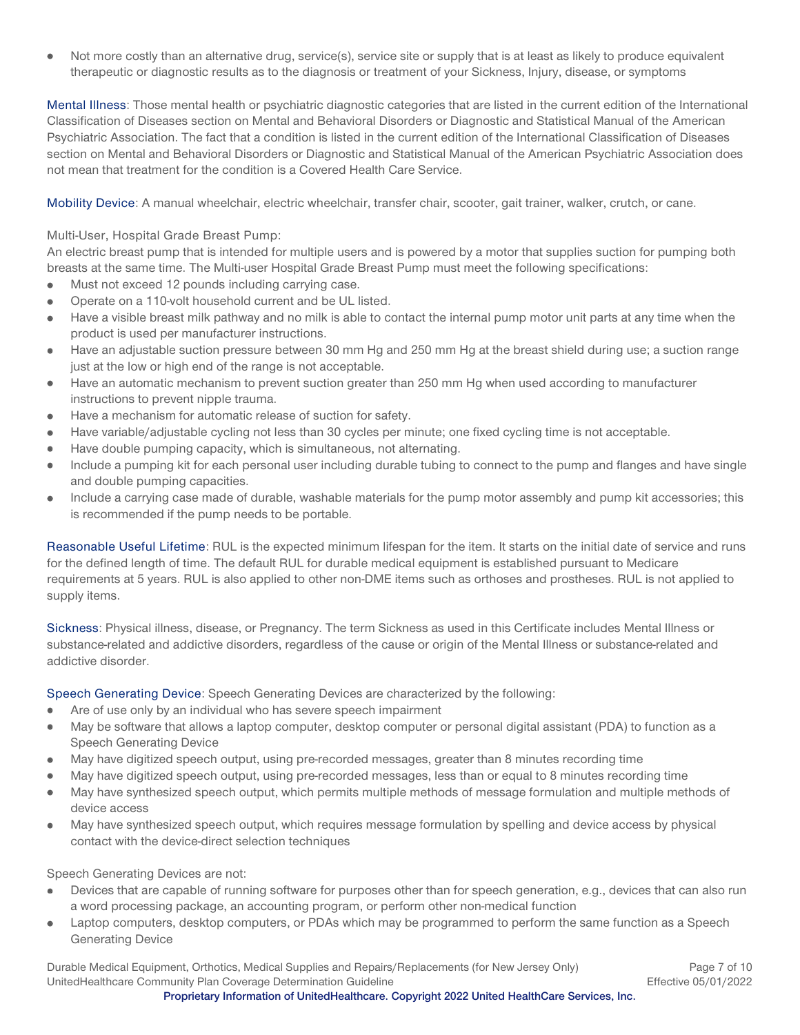- Not more costly than an alternative drug, service(s), service site or supply that is at least as likely to produce equivalent therapeutic or diagnostic results as to the diagnosis or treatment of your Sickness, Injury, disease, or symptoms

Mental Illness: Those mental health or psychiatric diagnostic categories that are listed in the current edition of the International Classification of Diseases section on Mental and Behavioral Disorders or Diagnostic and Statistical Manual of the American Psychiatric Association. The fact that a condition is listed in the current edition of the International Classification of Diseases section on Mental and Behavioral Disorders or Diagnostic and Statistical Manual of the American Psychiatric Association does not mean that treatment for the condition is a Covered Health Care Service.

Mobility Device: A manual wheelchair, electric wheelchair, transfer chair, scooter, gait trainer, walker, crutch, or cane.

Multi-User, Hospital Grade Breast Pump:
An electric breast pump that is intended for multiple users and is powered by a motor that supplies suction for pumping both breasts at the same time. The Multi-user Hospital Grade Breast Pump must meet the following specifications:

- Must not exceed 12 pounds including carrying case.
- Operate on a 110-volt household current and be UL listed.
- Have a visible breast milk pathway and no milk is able to contact the internal pump motor unit parts at any time when the product is used per manufacturer instructions.
- Have an adjustable suction pressure between 30 mm Hg and 250 mm Hg at the breast shield during use; a suction range just at the low or high end of the range is not acceptable.
- Have an automatic mechanism to prevent suction greater than 250 mm Hg when used according to manufacturer instructions to prevent nipple trauma.
- Have a mechanism for automatic release of suction for safety.
- Have variable/adjustable cycling not less than 30 cycles per minute; one fixed cycling time is not acceptable.
- Have double pumping capacity, which is simultaneous, not alternating.
- Include a pumping kit for each personal user including durable tubing to connect to the pump and flanges and have single and double pumping capacities.
- Include a carrying case made of durable, washable materials for the pump motor assembly and pump kit accessories; this is recommended if the pump needs to be portable.

Reasonable Useful Lifetime: RUL is the expected minimum lifespan for the item. It starts on the initial date of service and runs for the defined length of time. The default RUL for durable medical equipment is established pursuant to Medicare requirements at 5 years. RUL is also applied to other non-DME items such as orthoses and prostheses. RUL is not applied to supply items.

Sickness: Physical illness, disease, or Pregnancy. The term Sickness as used in this Certificate includes Mental Illness or substance-related and addictive disorders, regardless of the cause or origin of the Mental Illness or substance-related and addictive disorder.

Speech Generating Device: Speech Generating Devices are characterized by the following:

- Are of use only by an individual who has severe speech impairment
- May be software that allows a laptop computer, desktop computer or personal digital assistant (PDA) to function as a Speech Generating Device
- May have digitized speech output, using pre-recorded messages, greater than 8 minutes recording time
- May have digitized speech output, using pre-recorded messages, less than or equal to 8 minutes recording time
- May have synthesized speech output, which permits multiple methods of message formulation and multiple methods of device access
- May have synthesized speech output, which requires message formulation by spelling and device access by physical contact with the device-direct selection techniques

Speech Generating Devices are not:

- Devices that are capable of running software for purposes other than for speech generation, e.g., devices that can also run a word processing package, an accounting program, or perform other non-medical function
- Laptop computers, desktop computers, or PDAs which may be programmed to perform the same function as a Speech Generating Device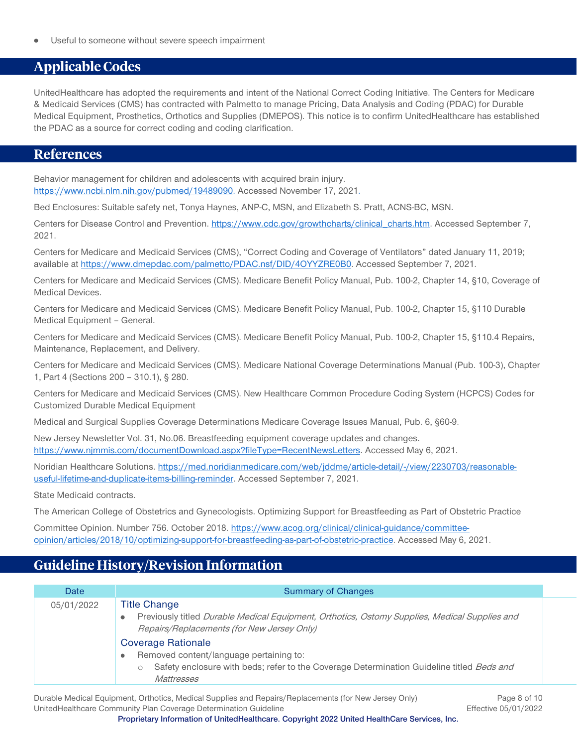- Useful to someone without severe speech impairment

## Applicable Codes

UnitedHealthcare has adopted the requirements and intent of the National Correct Coding Initiative. The Centers for Medicare & Medicaid Services (CMS) has contracted with Palmetto to manage Pricing, Data Analysis and Coding (PDAC) for Durable Medical Equipment, Prosthetics, Orthotics and Supplies (DMEPOS). This notice is to confirm UnitedHealthcare has established the PDAC as a source for correct coding and coding clarification.

## References

Behavior management for children and adolescents with acquired brain injury. https://www.ncbi.nlm.nih.gov/pubmed/19489090. Accessed November 17, 2021.

Bed Enclosures: Suitable safety net, Tonya Haynes, ANP-C, MSN, and Elizabeth S. Pratt, ACNS-BC, MSN.

Centers for Disease Control and Prevention. https://www.cdc.gov/growthcharts/clinical_charts.htm. Accessed September 7, 2021.

Centers for Medicare and Medicaid Services (CMS), "Correct Coding and Coverage of Ventilators" dated January 11, 2019; available at https://www.dmepdac.com/palmetto/PDAC.nsf/DID/4OYYZRE0B0. Accessed September 7, 2021.

Centers for Medicare and Medicaid Services (CMS). Medicare Benefit Policy Manual, Pub. 100-2, Chapter 14, §10, Coverage of Medical Devices.

Centers for Medicare and Medicaid Services (CMS). Medicare Benefit Policy Manual, Pub. 100-2, Chapter 15, §110 Durable Medical Equipment – General.

Centers for Medicare and Medicaid Services (CMS). Medicare Benefit Policy Manual, Pub. 100-2, Chapter 15, §110.4 Repairs, Maintenance, Replacement, and Delivery.

Centers for Medicare and Medicaid Services (CMS). Medicare National Coverage Determinations Manual (Pub. 100-3), Chapter 1, Part 4 (Sections 200 – 310.1), § 280.

Centers for Medicare and Medicaid Services (CMS). New Healthcare Common Procedure Coding System (HCPCS) Codes for Customized Durable Medical Equipment

Medical and Surgical Supplies Coverage Determinations Medicare Coverage Issues Manual, Pub. 6, §60-9.

New Jersey Newsletter Vol. 31, No.06. Breastfeeding equipment coverage updates and changes. https://www.njmmis.com/documentDownload.aspx?fileType=RecentNewsLetters. Accessed May 6, 2021.

Noridian Healthcare Solutions. https://med.noridianmedicare.com/web/jddme/article-detail/-/view/2230703/reasonable-useful-lifetime-and-duplicate-items-billing-reminder. Accessed September 7, 2021.

State Medicaid contracts.

The American College of Obstetrics and Gynecologists. Optimizing Support for Breastfeeding as Part of Obstetric Practice

Committee Opinion. Number 756. October 2018. https://www.acog.org/clinical/clinical-guidance/committee-opinion/articles/2018/10/optimizing-support-for-breastfeeding-as-part-of-obstetric-practice. Accessed May 6, 2021.

## Guideline History/Revision Information

| Date | Summary of Changes |
|---|---|
| 05/01/2022 | **Title Change**<br>- Previously titled *Durable Medical Equipment, Orthotics, Ostomy Supplies, Medical Supplies and Repairs/Replacements (for New Jersey Only)*<br>**Coverage Rationale**<br>- Removed content/language pertaining to:<br>  - Safety enclosure with beds; refer to the Coverage Determination Guideline titled *Beds and Mattresses* |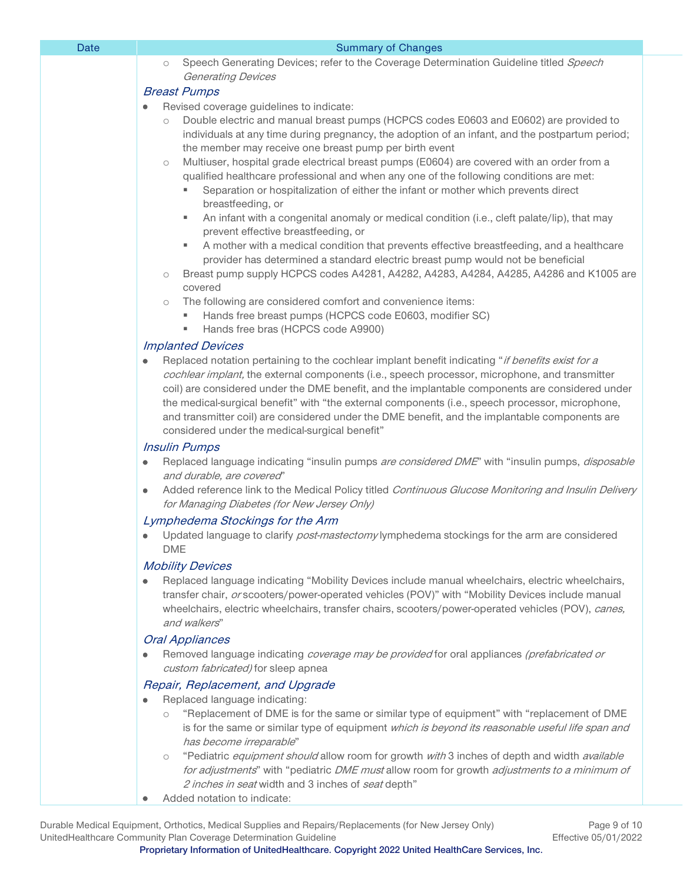| Date | Summary of Changes |
|---|---|
| | ○ Speech Generating Devices; refer to the Coverage Determination Guideline titled *Speech Generating Devices*<br><br>*Breast Pumps*<br>● Revised coverage guidelines to indicate:<br>○ Double electric and manual breast pumps (HCPCS codes E0603 and E0602) are provided to individuals at any time during pregnancy, the adoption of an infant, and the postpartum period; the member may receive one breast pump per birth event<br>○ Multiuser, hospital grade electrical breast pumps (E0604) are covered with an order from a qualified healthcare professional and when any one of the following conditions are met:<br>▪ Separation or hospitalization of either the infant or mother which prevents direct breastfeeding, or<br>▪ An infant with a congenital anomaly or medical condition (i.e., cleft palate/lip), that may prevent effective breastfeeding, or<br>▪ A mother with a medical condition that prevents effective breastfeeding, and a healthcare provider has determined a standard electric breast pump would not be beneficial<br>○ Breast pump supply HCPCS codes A4281, A4282, A4283, A4284, A4285, A4286 and K1005 are covered<br>○ The following are considered comfort and convenience items:<br>▪ Hands free breast pumps (HCPCS code E0603, modifier SC)<br>▪ Hands free bras (HCPCS code A9900)<br><br>*Implanted Devices*<br>● Replaced notation pertaining to the cochlear implant benefit indicating "*if benefits exist for a cochlear implant,* the external components (i.e., speech processor, microphone, and transmitter coil) are considered under the DME benefit, and the implantable components are considered under the medical-surgical benefit" with "the external components (i.e., speech processor, microphone, and transmitter coil) are considered under the DME benefit, and the implantable components are considered under the medical-surgical benefit"<br><br>*Insulin Pumps*<br>● Replaced language indicating "insulin pumps *are considered DME*" with "insulin pumps, *disposable and durable, are covered*"<br>● Added reference link to the Medical Policy titled *Continuous Glucose Monitoring and Insulin Delivery for Managing Diabetes (for New Jersey Only)*<br><br>*Lymphedema Stockings for the Arm*<br>● Updated language to clarify *post-mastectomy* lymphedema stockings for the arm are considered DME<br><br>*Mobility Devices*<br>● Replaced language indicating "Mobility Devices include manual wheelchairs, electric wheelchairs, transfer chair, *or* scooters/power-operated vehicles (POV)" with "Mobility Devices include manual wheelchairs, electric wheelchairs, transfer chairs, scooters/power-operated vehicles (POV), *canes, and walkers*"<br><br>*Oral Appliances*<br>● Removed language indicating *coverage may be provided* for oral appliances *(prefabricated or custom fabricated)* for sleep apnea<br><br>*Repair, Replacement, and Upgrade*<br>● Replaced language indicating:<br>○ "Replacement of DME is for the same or similar type of equipment" with "replacement of DME is for the same or similar type of equipment *which is beyond its reasonable useful life span and has become irreparable*"<br>○ "Pediatric *equipment should* allow room for growth *with* 3 inches of depth and width *available for adjustments*" with "pediatric *DME must* allow room for growth *adjustments to a minimum of 2 inches in seat* width and 3 inches of *seat* depth"<br>● Added notation to indicate: |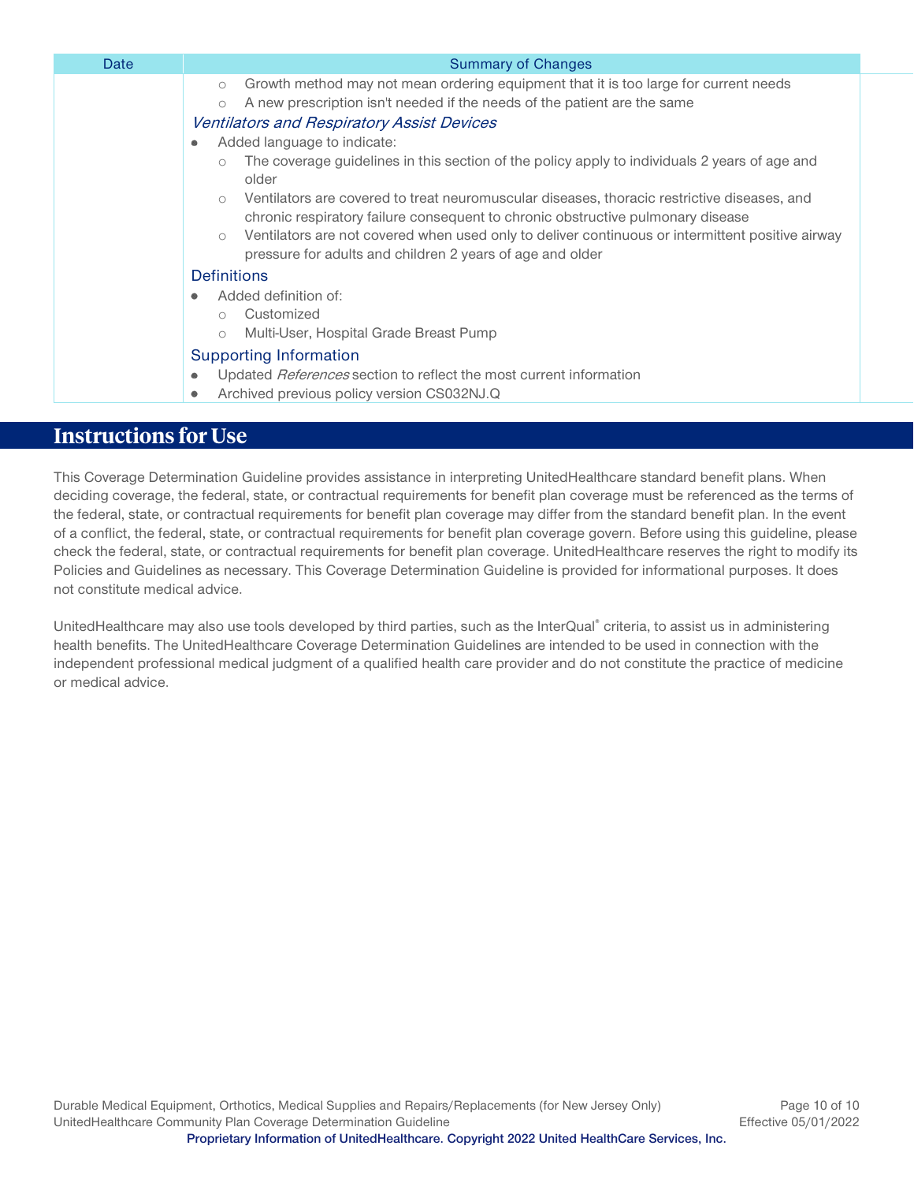| Date | Summary of Changes |
|---|---|
| | ○ Growth method may not mean ordering equipment that it is too large for current needs<br>○ A new prescription isn't needed if the needs of the patient are the same<br>*Ventilators and Respiratory Assist Devices*<br>● Added language to indicate:<br>○ The coverage guidelines in this section of the policy apply to individuals 2 years of age and older<br>○ Ventilators are covered to treat neuromuscular diseases, thoracic restrictive diseases, and chronic respiratory failure consequent to chronic obstructive pulmonary disease<br>○ Ventilators are not covered when used only to deliver continuous or intermittent positive airway pressure for adults and children 2 years of age and older<br>**Definitions**<br>● Added definition of:<br>○ Customized<br>○ Multi-User, Hospital Grade Breast Pump<br>**Supporting Information**<br>● Updated *References* section to reflect the most current information<br>● Archived previous policy version CS032NJ.Q |

# Instructions for Use

This Coverage Determination Guideline provides assistance in interpreting UnitedHealthcare standard benefit plans. When deciding coverage, the federal, state, or contractual requirements for benefit plan coverage must be referenced as the terms of the federal, state, or contractual requirements for benefit plan coverage may differ from the standard benefit plan. In the event of a conflict, the federal, state, or contractual requirements for benefit plan coverage govern. Before using this guideline, please check the federal, state, or contractual requirements for benefit plan coverage. UnitedHealthcare reserves the right to modify its Policies and Guidelines as necessary. This Coverage Determination Guideline is provided for informational purposes. It does not constitute medical advice.

UnitedHealthcare may also use tools developed by third parties, such as the InterQual® criteria, to assist us in administering health benefits. The UnitedHealthcare Coverage Determination Guidelines are intended to be used in connection with the independent professional medical judgment of a qualified health care provider and do not constitute the practice of medicine or medical advice.